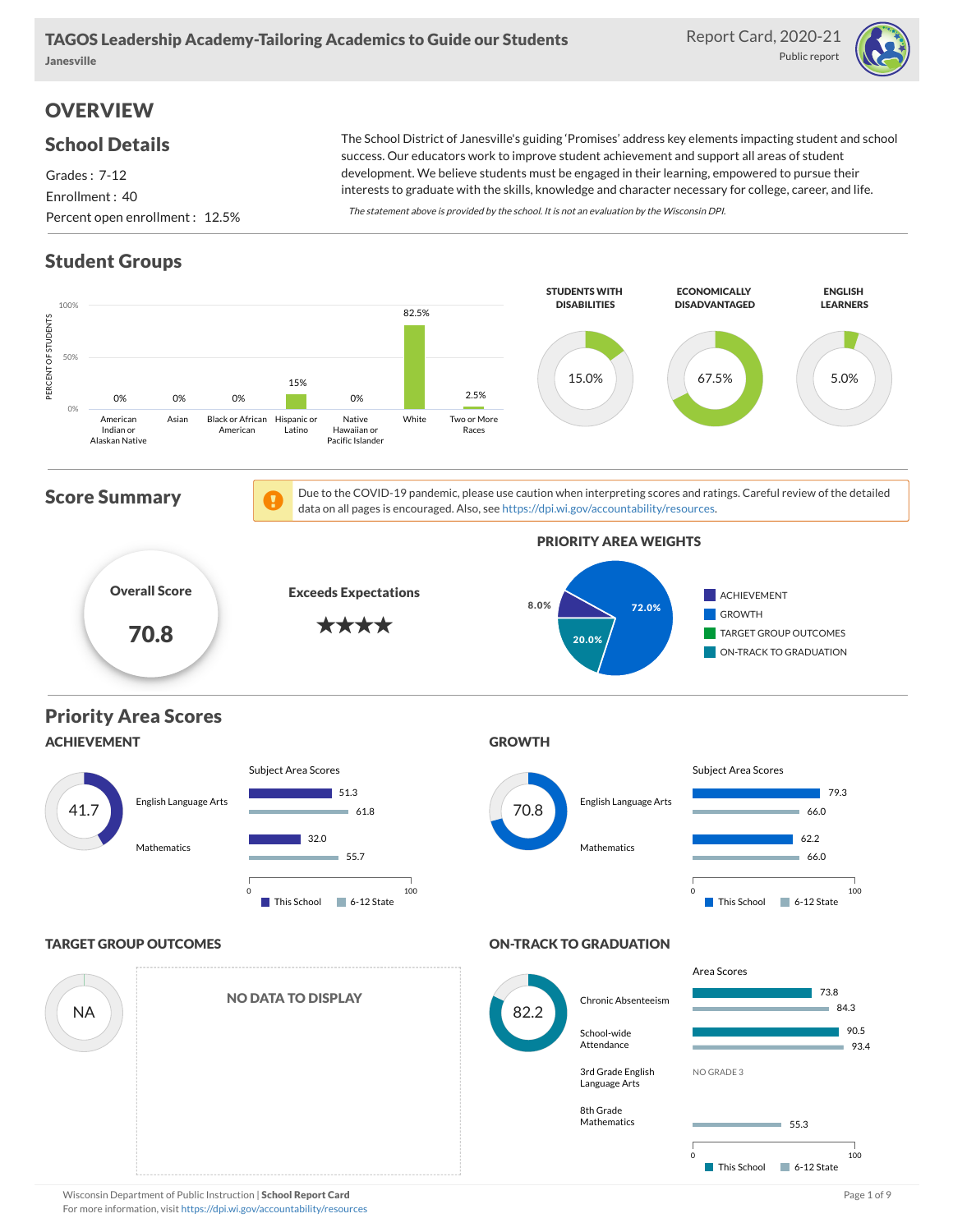# TAGOS Leadership Academy-Tailoring Academics to Guide our Students

Janesville

Report Card, 2020-21

Public report

## OVERVIEW

### School Details

Grades : 7-12

Enrollment : 40

Percent open enrollment : 12.5%

The School District of Janesville's guiding 'Promises' address key elements impacting student and school success. Our educators work to improve student achievement and support all areas of student development. We believe students must be engaged in their learning, empowered to pursue their interests to graduate with the skills, knowledge and character necessary for college, career, and life.

*The statement above is provided by the school. It is not an evaluation by the Wisconsin DPI.*

### Student Groups

| Group | Percent of Students |
|---|---|
| American Indian or Alaskan Native | 0% |
| Asian | 0% |
| Black or African American | 0% |
| Hispanic or Latino | 15% |
| Native Hawaiian or Pacific Islander | 0% |
| White | 82.5% |
| Two or More Races | 2.5% |

| Students with Disabilities | Economically Disadvantaged | English Learners |
|---|---|---|
| 15.0% | 67.5% | 5.0% |

### Score Summary

Due to the COVID-19 pandemic, please use caution when interpreting scores and ratings. Careful review of the detailed data on all pages is encouraged. Also, see https://dpi.wi.gov/accountability/resources.

**Overall Score:** 70.8

**Exceeds Expectations** ★★★★

**Priority Area Weights**

| Priority Area | Weight |
|---|---|
| Achievement | 8.0% |
| Growth | 72.0% |
| Target Group Outcomes | |
| On-Track to Graduation | 20.0% |

### Priority Area Scores

#### ACHIEVEMENT

Score: 41.7

| Subject Area Scores | This School | 6-12 State |
|---|---|---|
| English Language Arts | 51.3 | 61.8 |
| Mathematics | 32.0 | 55.7 |

#### GROWTH

Score: 70.8

| Subject Area Scores | This School | 6-12 State |
|---|---|---|
| English Language Arts | 79.3 | 66.0 |
| Mathematics | 62.2 | 66.0 |

#### TARGET GROUP OUTCOMES

Score: NA

NO DATA TO DISPLAY

#### ON-TRACK TO GRADUATION

Score: 82.2

| Area Scores | This School | 6-12 State |
|---|---|---|
| Chronic Absenteeism | 73.8 | 84.3 |
| School-wide Attendance | 90.5 | 93.4 |
| 3rd Grade English Language Arts | NO GRADE 3 | |
| 8th Grade Mathematics | | 55.3 |

Wisconsin Department of Public Instruction | **School Report Card**

For more information, visit https://dpi.wi.gov/accountability/resources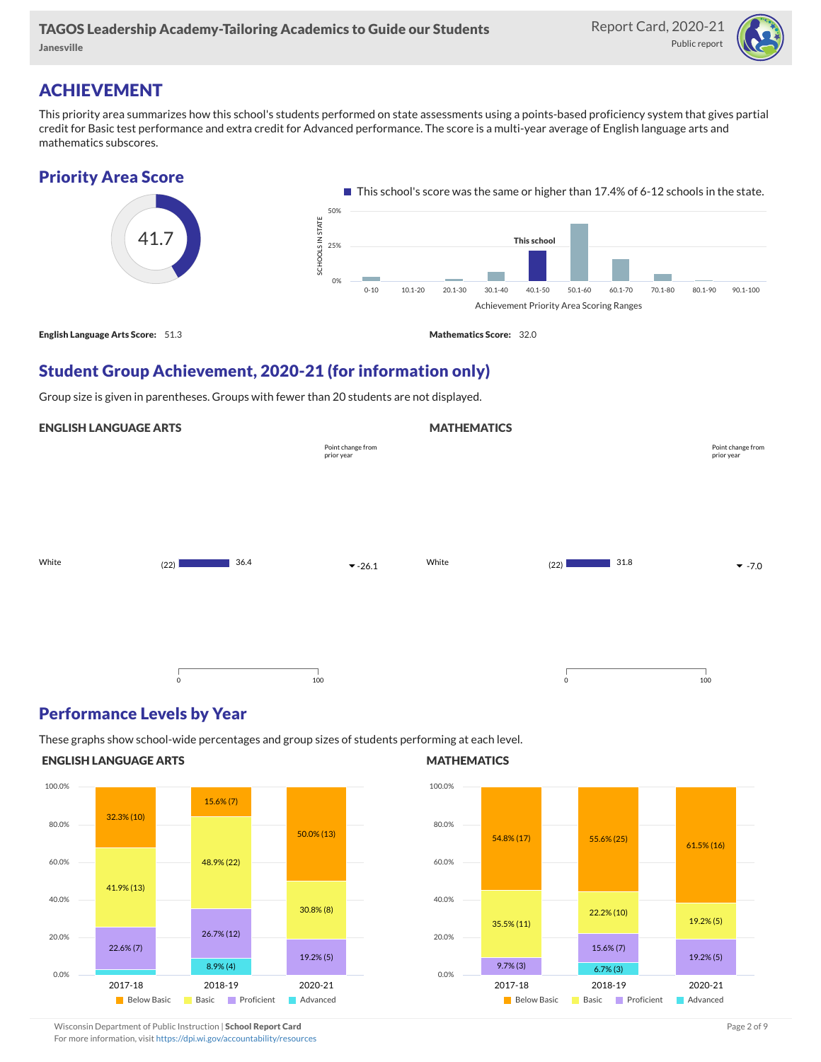# ACHIEVEMENT

This priority area summarizes how this school's students performed on state assessments using a points-based proficiency system that gives partial credit for Basic test performance and extra credit for Advanced performance. The score is a multi-year average of English language arts and mathematics subscores.

## Priority Area Score

41.7

This school's score was the same or higher than 17.4% of 6-12 schools in the state.

**English Language Arts Score:** 51.3

**Mathematics Score:** 32.0

## Student Group Achievement, 2020-21 (for information only)

Group size is given in parentheses. Groups with fewer than 20 students are not displayed.

### ENGLISH LANGUAGE ARTS

| Group | Size | Score | Point change from prior year |
|---|---|---|---|
| White | (22) | 36.4 | -26.1 |

### MATHEMATICS

| Group | Size | Score | Point change from prior year |
|---|---|---|---|
| White | (22) | 31.8 | -7.0 |

## Performance Levels by Year

These graphs show school-wide percentages and group sizes of students performing at each level.

### ENGLISH LANGUAGE ARTS

| Year | Below Basic | Basic | Proficient | Advanced |
|---|---|---|---|---|
| 2017-18 | 32.3% (10) | 41.9% (13) | 22.6% (7) | |
| 2018-19 | 15.6% (7) | 48.9% (22) | 26.7% (12) | 8.9% (4) |
| 2020-21 | 50.0% (13) | 30.8% (8) | 19.2% (5) | |

### MATHEMATICS

| Year | Below Basic | Basic | Proficient | Advanced |
|---|---|---|---|---|
| 2017-18 | 54.8% (17) | 35.5% (11) | 9.7% (3) | |
| 2018-19 | 55.6% (25) | 22.2% (10) | 15.6% (7) | 6.7% (3) |
| 2020-21 | 61.5% (16) | 19.2% (5) | 19.2% (5) | |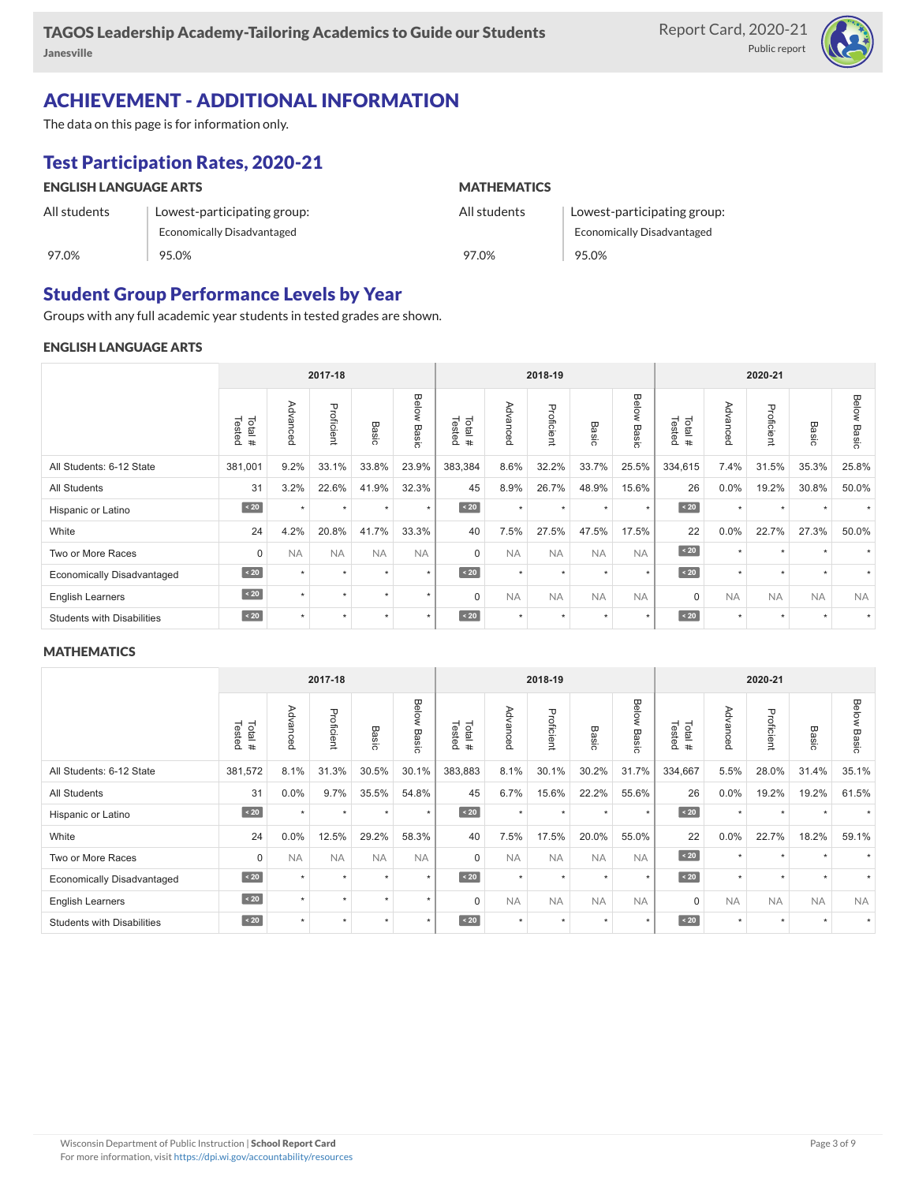## ACHIEVEMENT - ADDITIONAL INFORMATION

The data on this page is for information only.

### Test Participation Rates, 2020-21

| ENGLISH LANGUAGE ARTS | | MATHEMATICS | |
|---|---|---|---|
| All students | Lowest-participating group: Economically Disadvantaged | All students | Lowest-participating group: Economically Disadvantaged |
| 97.0% | 95.0% | 97.0% | 95.0% |

### Student Group Performance Levels by Year

Groups with any full academic year students in tested grades are shown.

#### ENGLISH LANGUAGE ARTS

| | 2017-18 | | | | | 2018-19 | | | | | 2020-21 | | | | |
|---|---|---|---|---|---|---|---|---|---|---|---|---|---|---|---|
| | Total # Tested | Advanced | Proficient | Basic | Below Basic | Total # Tested | Advanced | Proficient | Basic | Below Basic | Total # Tested | Advanced | Proficient | Basic | Below Basic |
| All Students: 6-12 State | 381,001 | 9.2% | 33.1% | 33.8% | 23.9% | 383,384 | 8.6% | 32.2% | 33.7% | 25.5% | 334,615 | 7.4% | 31.5% | 35.3% | 25.8% |
| All Students | 31 | 3.2% | 22.6% | 41.9% | 32.3% | 45 | 8.9% | 26.7% | 48.9% | 15.6% | 26 | 0.0% | 19.2% | 30.8% | 50.0% |
| Hispanic or Latino | < 20 | * | * | * | * | < 20 | * | * | * | * | < 20 | * | * | * | * |
| White | 24 | 4.2% | 20.8% | 41.7% | 33.3% | 40 | 7.5% | 27.5% | 47.5% | 17.5% | 22 | 0.0% | 22.7% | 27.3% | 50.0% |
| Two or More Races | 0 | NA | NA | NA | NA | 0 | NA | NA | NA | NA | < 20 | * | * | * | * |
| Economically Disadvantaged | < 20 | * | * | * | * | < 20 | * | * | * | * | < 20 | * | * | * | * |
| English Learners | < 20 | * | * | * | * | 0 | NA | NA | NA | NA | 0 | NA | NA | NA | NA |
| Students with Disabilities | < 20 | * | * | * | * | < 20 | * | * | * | * | < 20 | * | * | * | * |

#### MATHEMATICS

| | 2017-18 | | | | | 2018-19 | | | | | 2020-21 | | | | |
|---|---|---|---|---|---|---|---|---|---|---|---|---|---|---|---|
| | Total # Tested | Advanced | Proficient | Basic | Below Basic | Total # Tested | Advanced | Proficient | Basic | Below Basic | Total # Tested | Advanced | Proficient | Basic | Below Basic |
| All Students: 6-12 State | 381,572 | 8.1% | 31.3% | 30.5% | 30.1% | 383,883 | 8.1% | 30.1% | 30.2% | 31.7% | 334,667 | 5.5% | 28.0% | 31.4% | 35.1% |
| All Students | 31 | 0.0% | 9.7% | 35.5% | 54.8% | 45 | 6.7% | 15.6% | 22.2% | 55.6% | 26 | 0.0% | 19.2% | 19.2% | 61.5% |
| Hispanic or Latino | < 20 | * | * | * | * | < 20 | * | * | * | * | < 20 | * | * | * | * |
| White | 24 | 0.0% | 12.5% | 29.2% | 58.3% | 40 | 7.5% | 17.5% | 20.0% | 55.0% | 22 | 0.0% | 22.7% | 18.2% | 59.1% |
| Two or More Races | 0 | NA | NA | NA | NA | 0 | NA | NA | NA | NA | < 20 | * | * | * | * |
| Economically Disadvantaged | < 20 | * | * | * | * | < 20 | * | * | * | * | < 20 | * | * | * | * |
| English Learners | < 20 | * | * | * | * | 0 | NA | NA | NA | NA | 0 | NA | NA | NA | NA |
| Students with Disabilities | < 20 | * | * | * | * | < 20 | * | * | * | * | < 20 | * | * | * | * |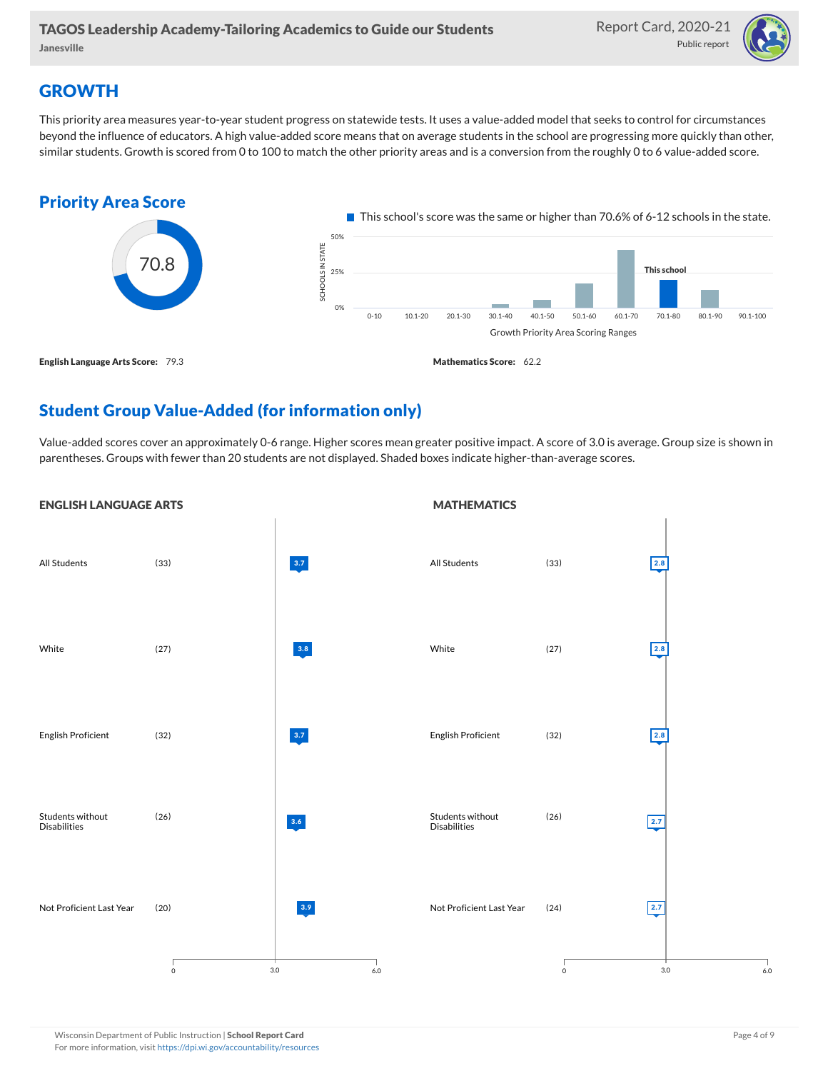## GROWTH

This priority area measures year-to-year student progress on statewide tests. It uses a value-added model that seeks to control for circumstances beyond the influence of educators. A high value-added score means that on average students in the school are progressing more quickly than other, similar students. Growth is scored from 0 to 100 to match the other priority areas and is a conversion from the roughly 0 to 6 value-added score.

### Priority Area Score

70.8

This school's score was the same or higher than 70.6% of 6-12 schools in the state.

**English Language Arts Score:** 79.3

**Mathematics Score:** 62.2

### Student Group Value-Added (for information only)

Value-added scores cover an approximately 0-6 range. Higher scores mean greater positive impact. A score of 3.0 is average. Group size is shown in parentheses. Groups with fewer than 20 students are not displayed. Shaded boxes indicate higher-than-average scores.

#### ENGLISH LANGUAGE ARTS

| Group | Size | Score |
|---|---|---|
| All Students | (33) | 3.7 |
| White | (27) | 3.8 |
| English Proficient | (32) | 3.7 |
| Students without Disabilities | (26) | 3.6 |
| Not Proficient Last Year | (20) | 3.9 |

#### MATHEMATICS

| Group | Size | Score |
|---|---|---|
| All Students | (33) | 2.8 |
| White | (27) | 2.8 |
| English Proficient | (32) | 2.8 |
| Students without Disabilities | (26) | 2.7 |
| Not Proficient Last Year | (24) | 2.7 |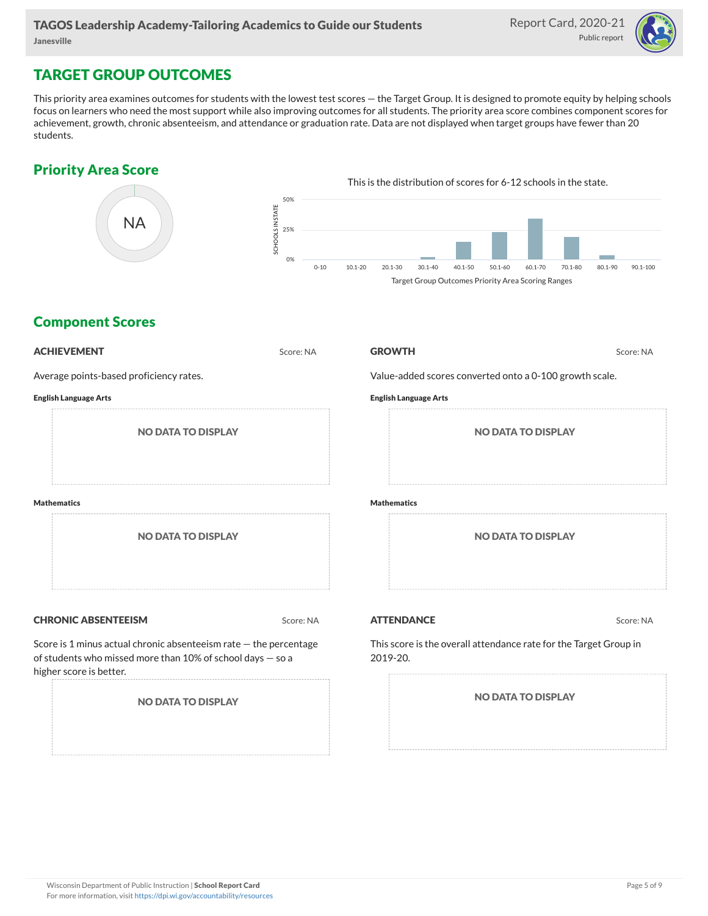# TARGET GROUP OUTCOMES

This priority area examines outcomes for students with the lowest test scores — the Target Group. It is designed to promote equity by helping schools focus on learners who need the most support while also improving outcomes for all students. The priority area score combines component scores for achievement, growth, chronic absenteeism, and attendance or graduation rate. Data are not displayed when target groups have fewer than 20 students.

## Priority Area Score

NA

This is the distribution of scores for 6-12 schools in the state.

SCHOOLS IN STATE: 50%, 25%, 0%

0-10 | 10.1-20 | 20.1-30 | 30.1-40 | 40.1-50 | 50.1-60 | 60.1-70 | 70.1-80 | 80.1-90 | 90.1-100

Target Group Outcomes Priority Area Scoring Ranges

## Component Scores

### ACHIEVEMENT

Score: NA

Average points-based proficiency rates.

**English Language Arts**

NO DATA TO DISPLAY

**Mathematics**

NO DATA TO DISPLAY

### GROWTH

Score: NA

Value-added scores converted onto a 0-100 growth scale.

**English Language Arts**

NO DATA TO DISPLAY

**Mathematics**

NO DATA TO DISPLAY

### CHRONIC ABSENTEEISM

Score: NA

Score is 1 minus actual chronic absenteeism rate — the percentage of students who missed more than 10% of school days — so a higher score is better.

NO DATA TO DISPLAY

### ATTENDANCE

Score: NA

This score is the overall attendance rate for the Target Group in 2019-20.

NO DATA TO DISPLAY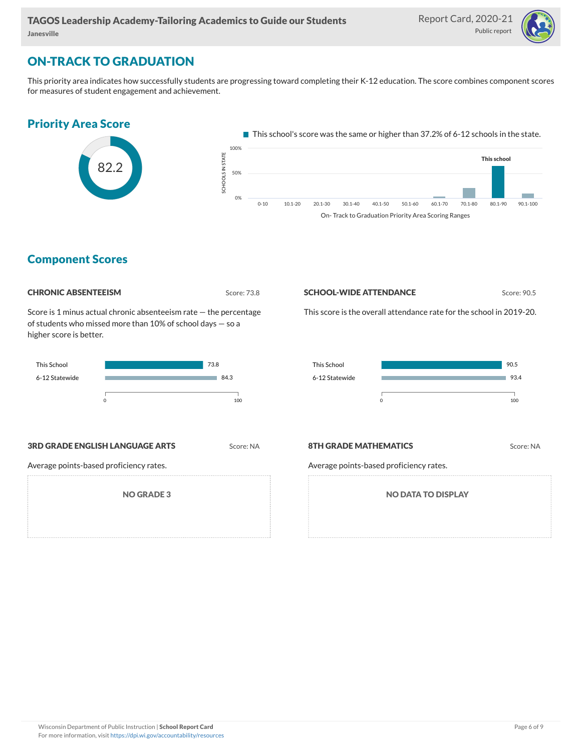## ON-TRACK TO GRADUATION

This priority area indicates how successfully students are progressing toward completing their K-12 education. The score combines component scores for measures of student engagement and achievement.

### Priority Area Score

82.2

This school's score was the same or higher than 37.2% of 6-12 schools in the state.

On- Track to Graduation Priority Area Scoring Ranges

### Component Scores

#### CHRONIC ABSENTEEISM

Score: 73.8

Score is 1 minus actual chronic absenteeism rate — the percentage of students who missed more than 10% of school days — so a higher score is better.

| | Score |
|---|---|
| This School | 73.8 |
| 6-12 Statewide | 84.3 |

#### SCHOOL-WIDE ATTENDANCE

Score: 90.5

This score is the overall attendance rate for the school in 2019-20.

| | Score |
|---|---|
| This School | 90.5 |
| 6-12 Statewide | 93.4 |

#### 3RD GRADE ENGLISH LANGUAGE ARTS

Score: NA

Average points-based proficiency rates.

NO GRADE 3

#### 8TH GRADE MATHEMATICS

Score: NA

Average points-based proficiency rates.

NO DATA TO DISPLAY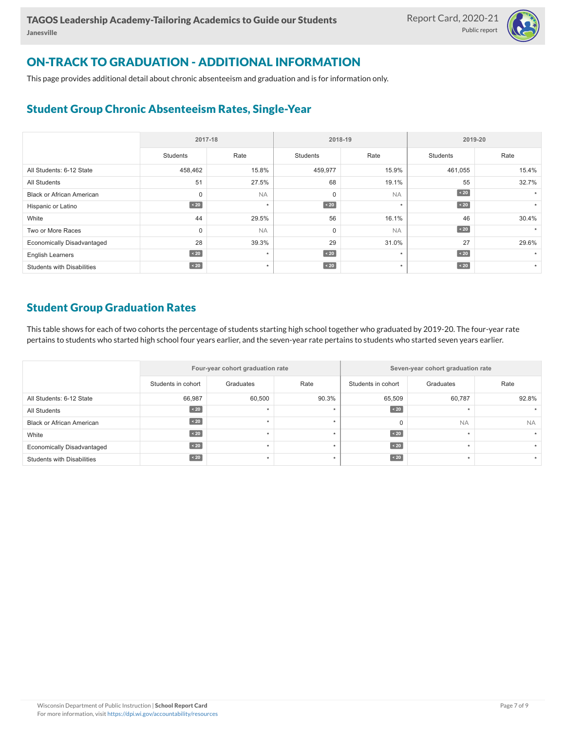## ON-TRACK TO GRADUATION - ADDITIONAL INFORMATION

This page provides additional detail about chronic absenteeism and graduation and is for information only.

### Student Group Chronic Absenteeism Rates, Single-Year

| | 2017-18 | | 2018-19 | | 2019-20 | |
|---|---|---|---|---|---|---|
| | Students | Rate | Students | Rate | Students | Rate |
| All Students: 6-12 State | 458,462 | 15.8% | 459,977 | 15.9% | 461,055 | 15.4% |
| All Students | 51 | 27.5% | 68 | 19.1% | 55 | 32.7% |
| Black or African American | 0 | NA | 0 | NA | < 20 | * |
| Hispanic or Latino | < 20 | * | < 20 | * | < 20 | * |
| White | 44 | 29.5% | 56 | 16.1% | 46 | 30.4% |
| Two or More Races | 0 | NA | 0 | NA | < 20 | * |
| Economically Disadvantaged | 28 | 39.3% | 29 | 31.0% | 27 | 29.6% |
| English Learners | < 20 | * | < 20 | * | < 20 | * |
| Students with Disabilities | < 20 | * | < 20 | * | < 20 | * |

### Student Group Graduation Rates

This table shows for each of two cohorts the percentage of students starting high school together who graduated by 2019-20. The four-year rate pertains to students who started high school four years earlier, and the seven-year rate pertains to students who started seven years earlier.

| | Four-year cohort graduation rate | | | Seven-year cohort graduation rate | | |
|---|---|---|---|---|---|---|
| | Students in cohort | Graduates | Rate | Students in cohort | Graduates | Rate |
| All Students: 6-12 State | 66,987 | 60,500 | 90.3% | 65,509 | 60,787 | 92.8% |
| All Students | < 20 | * | * | < 20 | * | * |
| Black or African American | < 20 | * | * | 0 | NA | NA |
| White | < 20 | * | * | < 20 | * | * |
| Economically Disadvantaged | < 20 | * | * | < 20 | * | * |
| Students with Disabilities | < 20 | * | * | < 20 | * | * |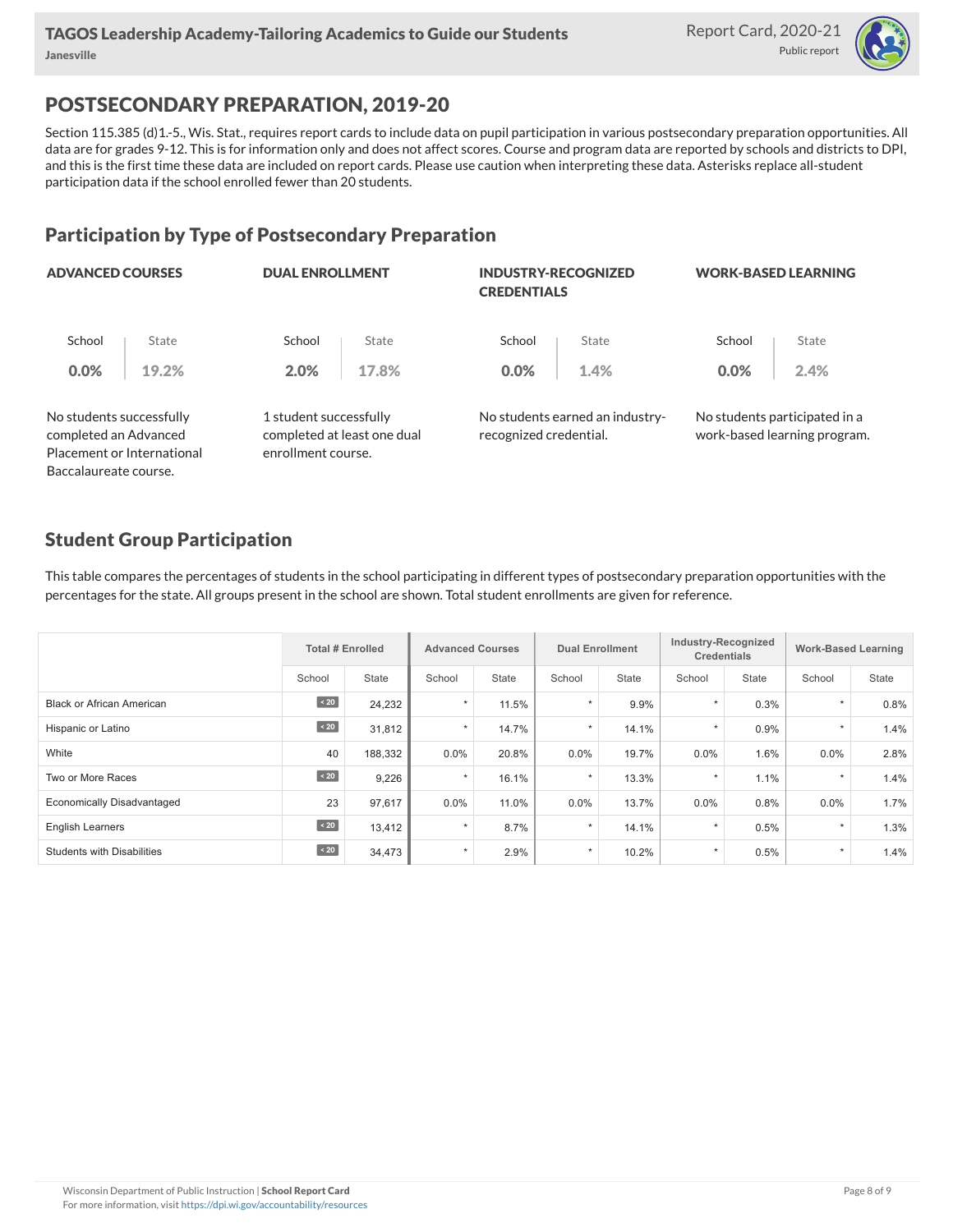## POSTSECONDARY PREPARATION, 2019-20

Section 115.385 (d)1.-5., Wis. Stat., requires report cards to include data on pupil participation in various postsecondary preparation opportunities. All data are for grades 9-12. This is for information only and does not affect scores. Course and program data are reported by schools and districts to DPI, and this is the first time these data are included on report cards. Please use caution when interpreting these data. Asterisks replace all-student participation data if the school enrolled fewer than 20 students.

### Participation by Type of Postsecondary Preparation

| | ADVANCED COURSES | DUAL ENROLLMENT | INDUSTRY-RECOGNIZED CREDENTIALS | WORK-BASED LEARNING |
|---|---|---|---|---|
| School | 0.0% | 2.0% | 0.0% | 0.0% |
| State | 19.2% | 17.8% | 1.4% | 2.4% |
| | No students successfully completed an Advanced Placement or International Baccalaureate course. | 1 student successfully completed at least one dual enrollment course. | No students earned an industry-recognized credential. | No students participated in a work-based learning program. |

### Student Group Participation

This table compares the percentages of students in the school participating in different types of postsecondary preparation opportunities with the percentages for the state. All groups present in the school are shown. Total student enrollments are given for reference.

| | Total # Enrolled | | Advanced Courses | | Dual Enrollment | | Industry-Recognized Credentials | | Work-Based Learning | |
|---|---|---|---|---|---|---|---|---|---|---|
| | School | State | School | State | School | State | School | State | School | State |
| Black or African American | < 20 | 24,232 | * | 11.5% | * | 9.9% | * | 0.3% | * | 0.8% |
| Hispanic or Latino | < 20 | 31,812 | * | 14.7% | * | 14.1% | * | 0.9% | * | 1.4% |
| White | 40 | 188,332 | 0.0% | 20.8% | 0.0% | 19.7% | 0.0% | 1.6% | 0.0% | 2.8% |
| Two or More Races | < 20 | 9,226 | * | 16.1% | * | 13.3% | * | 1.1% | * | 1.4% |
| Economically Disadvantaged | 23 | 97,617 | 0.0% | 11.0% | 0.0% | 13.7% | 0.0% | 0.8% | 0.0% | 1.7% |
| English Learners | < 20 | 13,412 | * | 8.7% | * | 14.1% | * | 0.5% | * | 1.3% |
| Students with Disabilities | < 20 | 34,473 | * | 2.9% | * | 10.2% | * | 0.5% | * | 1.4% |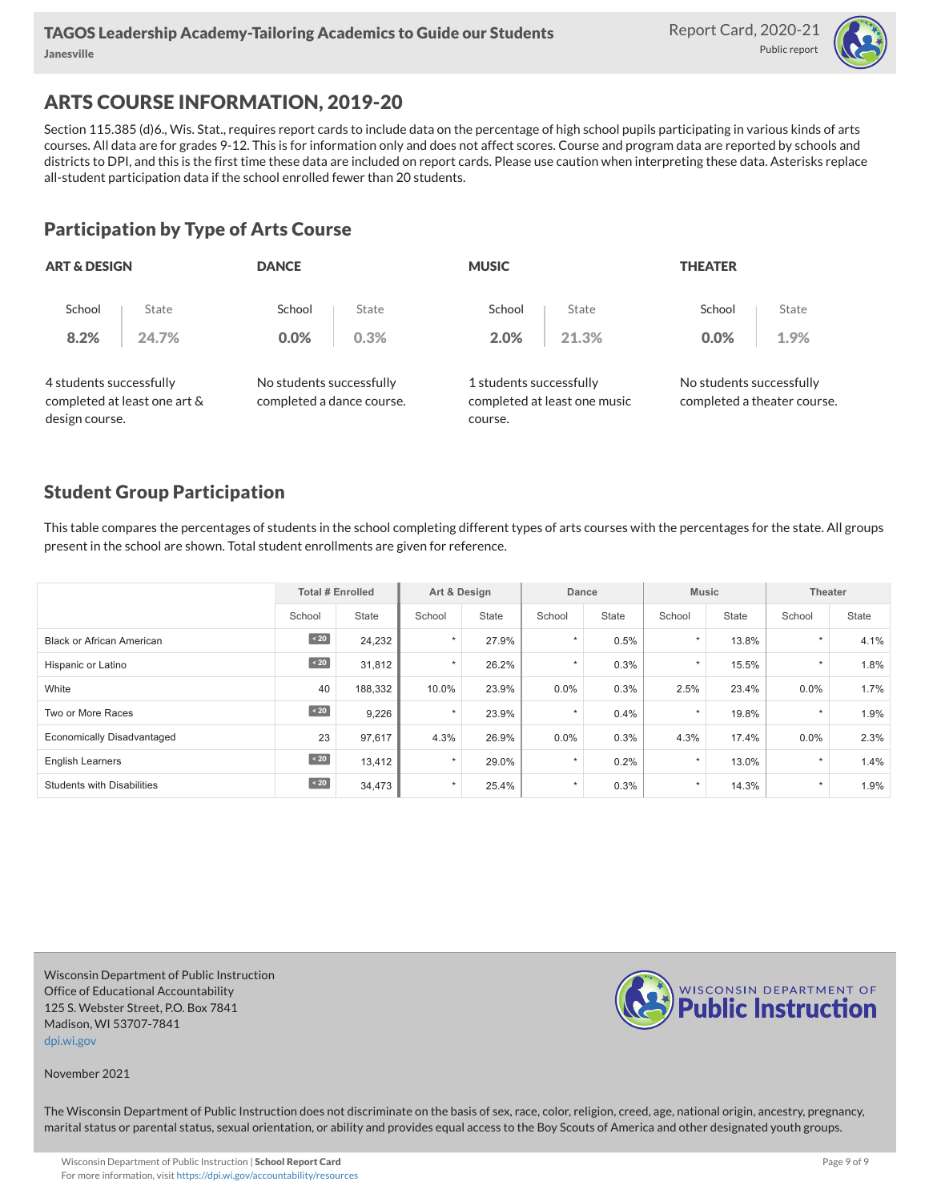## ARTS COURSE INFORMATION, 2019-20

Section 115.385 (d)6., Wis. Stat., requires report cards to include data on the percentage of high school pupils participating in various kinds of arts courses. All data are for grades 9-12. This is for information only and does not affect scores. Course and program data are reported by schools and districts to DPI, and this is the first time these data are included on report cards. Please use caution when interpreting these data. Asterisks replace all-student participation data if the school enrolled fewer than 20 students.

### Participation by Type of Arts Course

**ART & DESIGN**

School **8.2%** | State **24.7%**

4 students successfully completed at least one art & design course.

**DANCE**

School **0.0%** | State **0.3%**

No students successfully completed a dance course.

**MUSIC**

School **2.0%** | State **21.3%**

1 students successfully completed at least one music course.

**THEATER**

School **0.0%** | State **1.9%**

No students successfully completed a theater course.

### Student Group Participation

This table compares the percentages of students in the school completing different types of arts courses with the percentages for the state. All groups present in the school are shown. Total student enrollments are given for reference.

| | Total # Enrolled | | Art & Design | | Dance | | Music | | Theater | |
|---|---|---|---|---|---|---|---|---|---|---|
| | School | State | School | State | School | State | School | State | School | State |
| Black or African American | < 20 | 24,232 | * | 27.9% | * | 0.5% | * | 13.8% | * | 4.1% |
| Hispanic or Latino | < 20 | 31,812 | * | 26.2% | * | 0.3% | * | 15.5% | * | 1.8% |
| White | 40 | 188,332 | 10.0% | 23.9% | 0.0% | 0.3% | 2.5% | 23.4% | 0.0% | 1.7% |
| Two or More Races | < 20 | 9,226 | * | 23.9% | * | 0.4% | * | 19.8% | * | 1.9% |
| Economically Disadvantaged | 23 | 97,617 | 4.3% | 26.9% | 0.0% | 0.3% | 4.3% | 17.4% | 0.0% | 2.3% |
| English Learners | < 20 | 13,412 | * | 29.0% | * | 0.2% | * | 13.0% | * | 1.4% |
| Students with Disabilities | < 20 | 34,473 | * | 25.4% | * | 0.3% | * | 14.3% | * | 1.9% |

Wisconsin Department of Public Instruction
Office of Educational Accountability
125 S. Webster Street, P.O. Box 7841
Madison, WI 53707-7841
dpi.wi.gov

November 2021

The Wisconsin Department of Public Instruction does not discriminate on the basis of sex, race, color, religion, creed, age, national origin, ancestry, pregnancy, marital status or parental status, sexual orientation, or ability and provides equal access to the Boy Scouts of America and other designated youth groups.